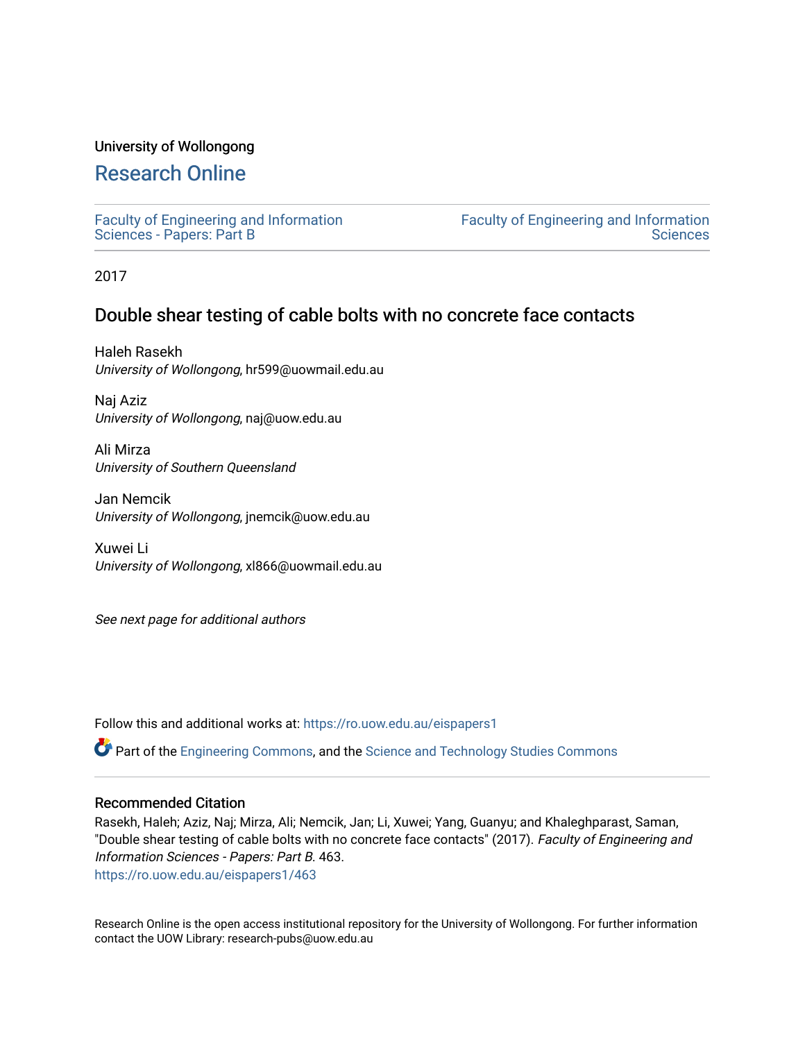University of Wollongong

# Research Online

Faculty of Engineering and Information Sciences - Papers: Part B

Faculty of Engineering and Information Sciences

2017

## Double shear testing of cable bolts with no concrete face contacts

Haleh Rasekh
*University of Wollongong*, hr599@uowmail.edu.au

Naj Aziz
*University of Wollongong*, naj@uow.edu.au

Ali Mirza
*University of Southern Queensland*

Jan Nemcik
*University of Wollongong*, jnemcik@uow.edu.au

Xuwei Li
*University of Wollongong*, xl866@uowmail.edu.au

*See next page for additional authors*

Follow this and additional works at: https://ro.uow.edu.au/eispapers1

Part of the Engineering Commons, and the Science and Technology Studies Commons

### Recommended Citation

Rasekh, Haleh; Aziz, Naj; Mirza, Ali; Nemcik, Jan; Li, Xuwei; Yang, Guanyu; and Khaleghparast, Saman, "Double shear testing of cable bolts with no concrete face contacts" (2017). *Faculty of Engineering and Information Sciences - Papers: Part B*. 463.
https://ro.uow.edu.au/eispapers1/463

Research Online is the open access institutional repository for the University of Wollongong. For further information contact the UOW Library: research-pubs@uow.edu.au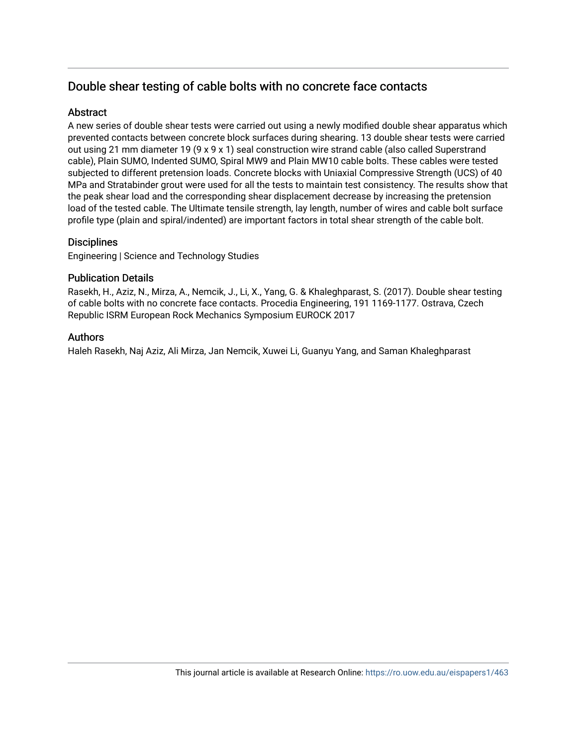## Double shear testing of cable bolts with no concrete face contacts

### Abstract

A new series of double shear tests were carried out using a newly modified double shear apparatus which prevented contacts between concrete block surfaces during shearing. 13 double shear tests were carried out using 21 mm diameter 19 (9 x 9 x 1) seal construction wire strand cable (also called Superstrand cable), Plain SUMO, Indented SUMO, Spiral MW9 and Plain MW10 cable bolts. These cables were tested subjected to different pretension loads. Concrete blocks with Uniaxial Compressive Strength (UCS) of 40 MPa and Stratabinder grout were used for all the tests to maintain test consistency. The results show that the peak shear load and the corresponding shear displacement decrease by increasing the pretension load of the tested cable. The Ultimate tensile strength, lay length, number of wires and cable bolt surface profile type (plain and spiral/indented) are important factors in total shear strength of the cable bolt.

### Disciplines

Engineering | Science and Technology Studies

### Publication Details

Rasekh, H., Aziz, N., Mirza, A., Nemcik, J., Li, X., Yang, G. & Khaleghparast, S. (2017). Double shear testing of cable bolts with no concrete face contacts. Procedia Engineering, 191 1169-1177. Ostrava, Czech Republic ISRM European Rock Mechanics Symposium EUROCK 2017

### Authors

Haleh Rasekh, Naj Aziz, Ali Mirza, Jan Nemcik, Xuwei Li, Guanyu Yang, and Saman Khaleghparast

This journal article is available at Research Online: https://ro.uow.edu.au/eispapers1/463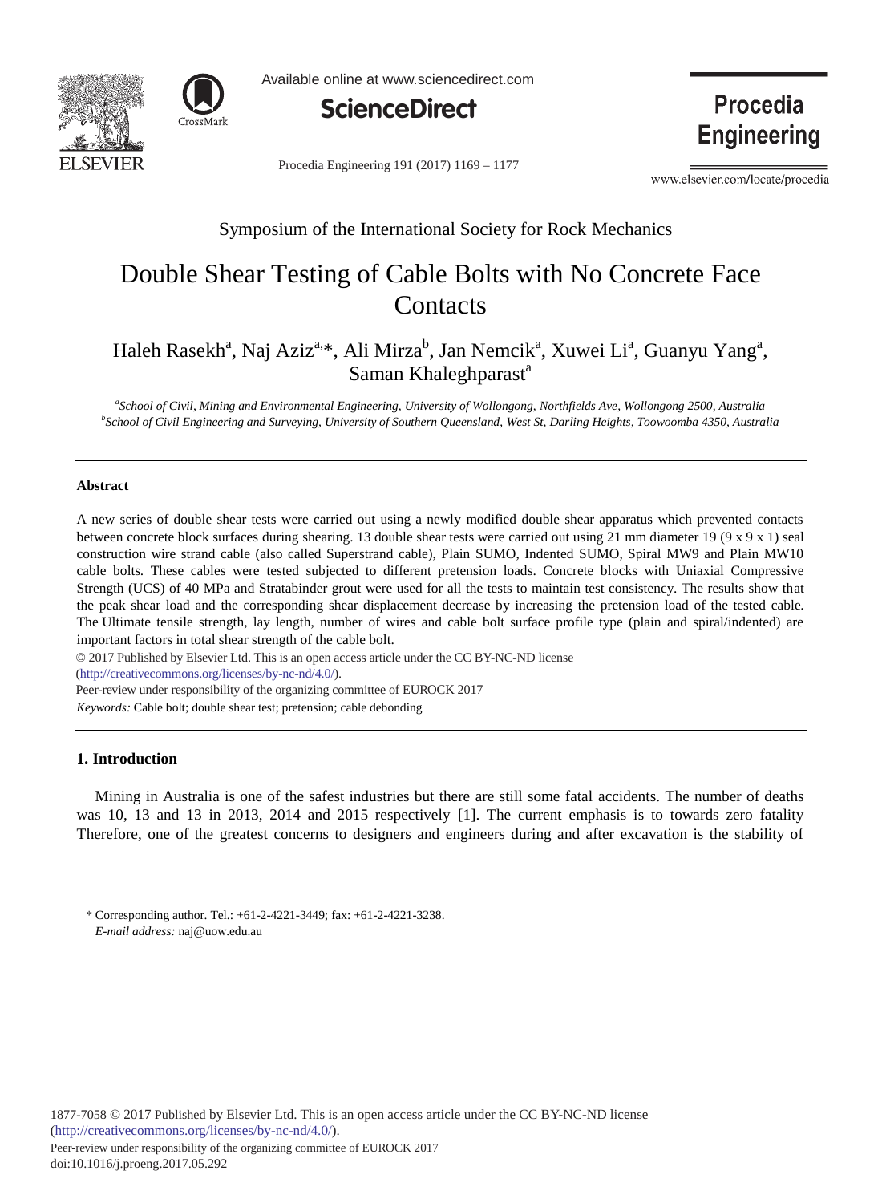# Double Shear Testing of Cable Bolts with No Concrete Face Contacts

Haleh Rasekh[a], Naj Aziz[a,*], Ali Mirza[b], Jan Nemcik[a], Xuwei Li[a], Guanyu Yang[a], Saman Khaleghparast[a]

[a]*School of Civil, Mining and Environmental Engineering, University of Wollongong, Northfields Ave, Wollongong 2500, Australia*
[b]*School of Civil Engineering and Surveying, University of Southern Queensland, West St, Darling Heights, Toowoomba 4350, Australia*

Symposium of the International Society for Rock Mechanics

---

### Abstract

A new series of double shear tests were carried out using a newly modified double shear apparatus which prevented contacts between concrete block surfaces during shearing. 13 double shear tests were carried out using 21 mm diameter 19 (9 x 9 x 1) seal construction wire strand cable (also called Superstrand cable), Plain SUMO, Indented SUMO, Spiral MW9 and Plain MW10 cable bolts. These cables were tested subjected to different pretension loads. Concrete blocks with Uniaxial Compressive Strength (UCS) of 40 MPa and Stratabinder grout were used for all the tests to maintain test consistency. The results show that the peak shear load and the corresponding shear displacement decrease by increasing the pretension load of the tested cable. The Ultimate tensile strength, lay length, number of wires and cable bolt surface profile type (plain and spiral/indented) are important factors in total shear strength of the cable bolt.

© 2017 Published by Elsevier Ltd. This is an open access article under the CC BY-NC-ND license (http://creativecommons.org/licenses/by-nc-nd/4.0/).

Peer-review under responsibility of the organizing committee of EUROCK 2017

*Keywords:* Cable bolt; double shear test; pretension; cable debonding

---

## 1. Introduction

Mining in Australia is one of the safest industries but there are still some fatal accidents. The number of deaths was 10, 13 and 13 in 2013, 2014 and 2015 respectively [1]. The current emphasis is to towards zero fatality Therefore, one of the greatest concerns to designers and engineers during and after excavation is the stability of

---

\* Corresponding author. Tel.: +61-2-4221-3449; fax: +61-2-4221-3238.
*E-mail address:* naj@uow.edu.au

1877-7058 © 2017 Published by Elsevier Ltd. This is an open access article under the CC BY-NC-ND license (http://creativecommons.org/licenses/by-nc-nd/4.0/).
Peer-review under responsibility of the organizing committee of EUROCK 2017
doi:10.1016/j.proeng.2017.05.292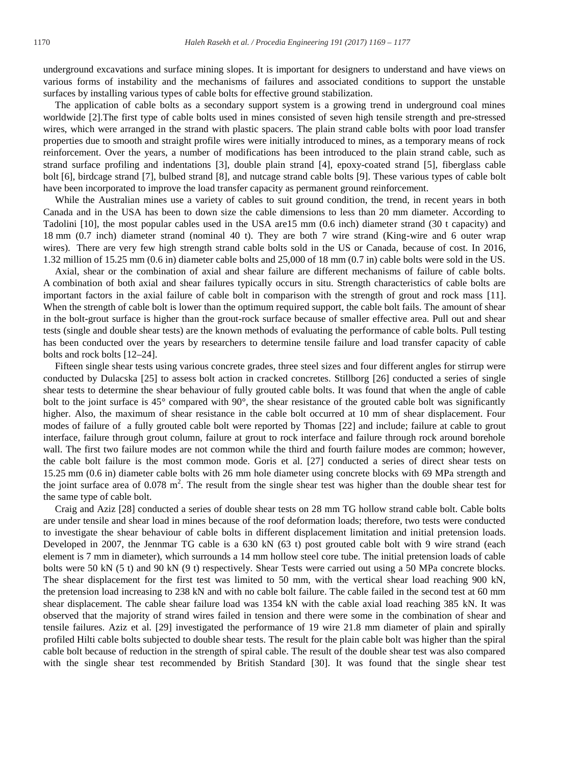underground excavations and surface mining slopes. It is important for designers to understand and have views on various forms of instability and the mechanisms of failures and associated conditions to support the unstable surfaces by installing various types of cable bolts for effective ground stabilization.

The application of cable bolts as a secondary support system is a growing trend in underground coal mines worldwide [2].The first type of cable bolts used in mines consisted of seven high tensile strength and pre-stressed wires, which were arranged in the strand with plastic spacers. The plain strand cable bolts with poor load transfer properties due to smooth and straight profile wires were initially introduced to mines, as a temporary means of rock reinforcement. Over the years, a number of modifications has been introduced to the plain strand cable, such as strand surface profiling and indentations [3], double plain strand [4], epoxy-coated strand [5], fiberglass cable bolt [6], birdcage strand [7], bulbed strand [8], and nutcage strand cable bolts [9]. These various types of cable bolt have been incorporated to improve the load transfer capacity as permanent ground reinforcement.

While the Australian mines use a variety of cables to suit ground condition, the trend, in recent years in both Canada and in the USA has been to down size the cable dimensions to less than 20 mm diameter. According to Tadolini [10], the most popular cables used in the USA are15 mm (0.6 inch) diameter strand (30 t capacity) and 18 mm (0.7 inch) diameter strand (nominal 40 t). They are both 7 wire strand (King-wire and 6 outer wrap wires). There are very few high strength strand cable bolts sold in the US or Canada, because of cost. In 2016, 1.32 million of 15.25 mm (0.6 in) diameter cable bolts and 25,000 of 18 mm (0.7 in) cable bolts were sold in the US.

Axial, shear or the combination of axial and shear failure are different mechanisms of failure of cable bolts. A combination of both axial and shear failures typically occurs in situ. Strength characteristics of cable bolts are important factors in the axial failure of cable bolt in comparison with the strength of grout and rock mass [11]. When the strength of cable bolt is lower than the optimum required support, the cable bolt fails. The amount of shear in the bolt-grout surface is higher than the grout-rock surface because of smaller effective area. Pull out and shear tests (single and double shear tests) are the known methods of evaluating the performance of cable bolts. Pull testing has been conducted over the years by researchers to determine tensile failure and load transfer capacity of cable bolts and rock bolts [12–24].

Fifteen single shear tests using various concrete grades, three steel sizes and four different angles for stirrup were conducted by Dulacska [25] to assess bolt action in cracked concretes. Stillborg [26] conducted a series of single shear tests to determine the shear behaviour of fully grouted cable bolts. It was found that when the angle of cable bolt to the joint surface is 45° compared with 90°, the shear resistance of the grouted cable bolt was significantly higher. Also, the maximum of shear resistance in the cable bolt occurred at 10 mm of shear displacement. Four modes of failure of a fully grouted cable bolt were reported by Thomas [22] and include; failure at cable to grout interface, failure through grout column, failure at grout to rock interface and failure through rock around borehole wall. The first two failure modes are not common while the third and fourth failure modes are common; however, the cable bolt failure is the most common mode. Goris et al. [27] conducted a series of direct shear tests on 15.25 mm (0.6 in) diameter cable bolts with 26 mm hole diameter using concrete blocks with 69 MPa strength and the joint surface area of 0.078 $m^2$. The result from the single shear test was higher than the double shear test for the same type of cable bolt.

Craig and Aziz [28] conducted a series of double shear tests on 28 mm TG hollow strand cable bolt. Cable bolts are under tensile and shear load in mines because of the roof deformation loads; therefore, two tests were conducted to investigate the shear behaviour of cable bolts in different displacement limitation and initial pretension loads. Developed in 2007, the Jennmar TG cable is a 630 kN (63 t) post grouted cable bolt with 9 wire strand (each element is 7 mm in diameter), which surrounds a 14 mm hollow steel core tube. The initial pretension loads of cable bolts were 50 kN (5 t) and 90 kN (9 t) respectively. Shear Tests were carried out using a 50 MPa concrete blocks. The shear displacement for the first test was limited to 50 mm, with the vertical shear load reaching 900 kN, the pretension load increasing to 238 kN and with no cable bolt failure. The cable failed in the second test at 60 mm shear displacement. The cable shear failure load was 1354 kN with the cable axial load reaching 385 kN. It was observed that the majority of strand wires failed in tension and there were some in the combination of shear and tensile failures. Aziz et al. [29] investigated the performance of 19 wire 21.8 mm diameter of plain and spirally profiled Hilti cable bolts subjected to double shear tests. The result for the plain cable bolt was higher than the spiral cable bolt because of reduction in the strength of spiral cable. The result of the double shear test was also compared with the single shear test recommended by British Standard [30]. It was found that the single shear test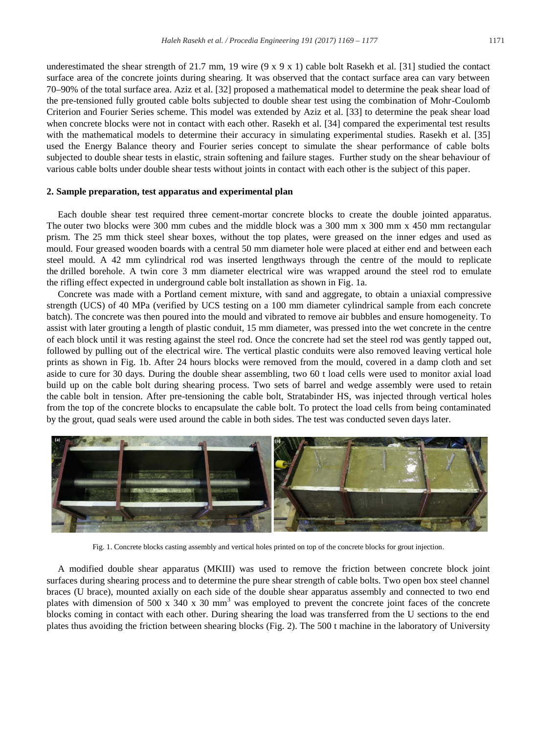underestimated the shear strength of 21.7 mm, 19 wire (9 x 9 x 1) cable bolt Rasekh et al. [31] studied the contact surface area of the concrete joints during shearing. It was observed that the contact surface area can vary between 70–90% of the total surface area. Aziz et al. [32] proposed a mathematical model to determine the peak shear load of the pre-tensioned fully grouted cable bolts subjected to double shear test using the combination of Mohr-Coulomb Criterion and Fourier Series scheme. This model was extended by Aziz et al. [33] to determine the peak shear load when concrete blocks were not in contact with each other. Rasekh et al. [34] compared the experimental test results with the mathematical models to determine their accuracy in simulating experimental studies. Rasekh et al. [35] used the Energy Balance theory and Fourier series concept to simulate the shear performance of cable bolts subjected to double shear tests in elastic, strain softening and failure stages. Further study on the shear behaviour of various cable bolts under double shear tests without joints in contact with each other is the subject of this paper.

## 2. Sample preparation, test apparatus and experimental plan

Each double shear test required three cement-mortar concrete blocks to create the double jointed apparatus. The outer two blocks were 300 mm cubes and the middle block was a 300 mm x 300 mm x 450 mm rectangular prism. The 25 mm thick steel shear boxes, without the top plates, were greased on the inner edges and used as mould. Four greased wooden boards with a central 50 mm diameter hole were placed at either end and between each steel mould. A 42 mm cylindrical rod was inserted lengthways through the centre of the mould to replicate the drilled borehole. A twin core 3 mm diameter electrical wire was wrapped around the steel rod to emulate the rifling effect expected in underground cable bolt installation as shown in Fig. 1a.

Concrete was made with a Portland cement mixture, with sand and aggregate, to obtain a uniaxial compressive strength (UCS) of 40 MPa (verified by UCS testing on a 100 mm diameter cylindrical sample from each concrete batch). The concrete was then poured into the mould and vibrated to remove air bubbles and ensure homogeneity. To assist with later grouting a length of plastic conduit, 15 mm diameter, was pressed into the wet concrete in the centre of each block until it was resting against the steel rod. Once the concrete had set the steel rod was gently tapped out, followed by pulling out of the electrical wire. The vertical plastic conduits were also removed leaving vertical hole prints as shown in Fig. 1b. After 24 hours blocks were removed from the mould, covered in a damp cloth and set aside to cure for 30 days. During the double shear assembling, two 60 t load cells were used to monitor axial load build up on the cable bolt during shearing process. Two sets of barrel and wedge assembly were used to retain the cable bolt in tension. After pre-tensioning the cable bolt, Stratabinder HS, was injected through vertical holes from the top of the concrete blocks to encapsulate the cable bolt. To protect the load cells from being contaminated by the grout, quad seals were used around the cable in both sides. The test was conducted seven days later.

Fig. 1. Concrete blocks casting assembly and vertical holes printed on top of the concrete blocks for grout injection.

A modified double shear apparatus (MKIII) was used to remove the friction between concrete block joint surfaces during shearing process and to determine the pure shear strength of cable bolts. Two open box steel channel braces (U brace), mounted axially on each side of the double shear apparatus assembly and connected to two end plates with dimension of 500 x 340 x 30 $mm^3$ was employed to prevent the concrete joint faces of the concrete blocks coming in contact with each other. During shearing the load was transferred from the U sections to the end plates thus avoiding the friction between shearing blocks (Fig. 2). The 500 t machine in the laboratory of University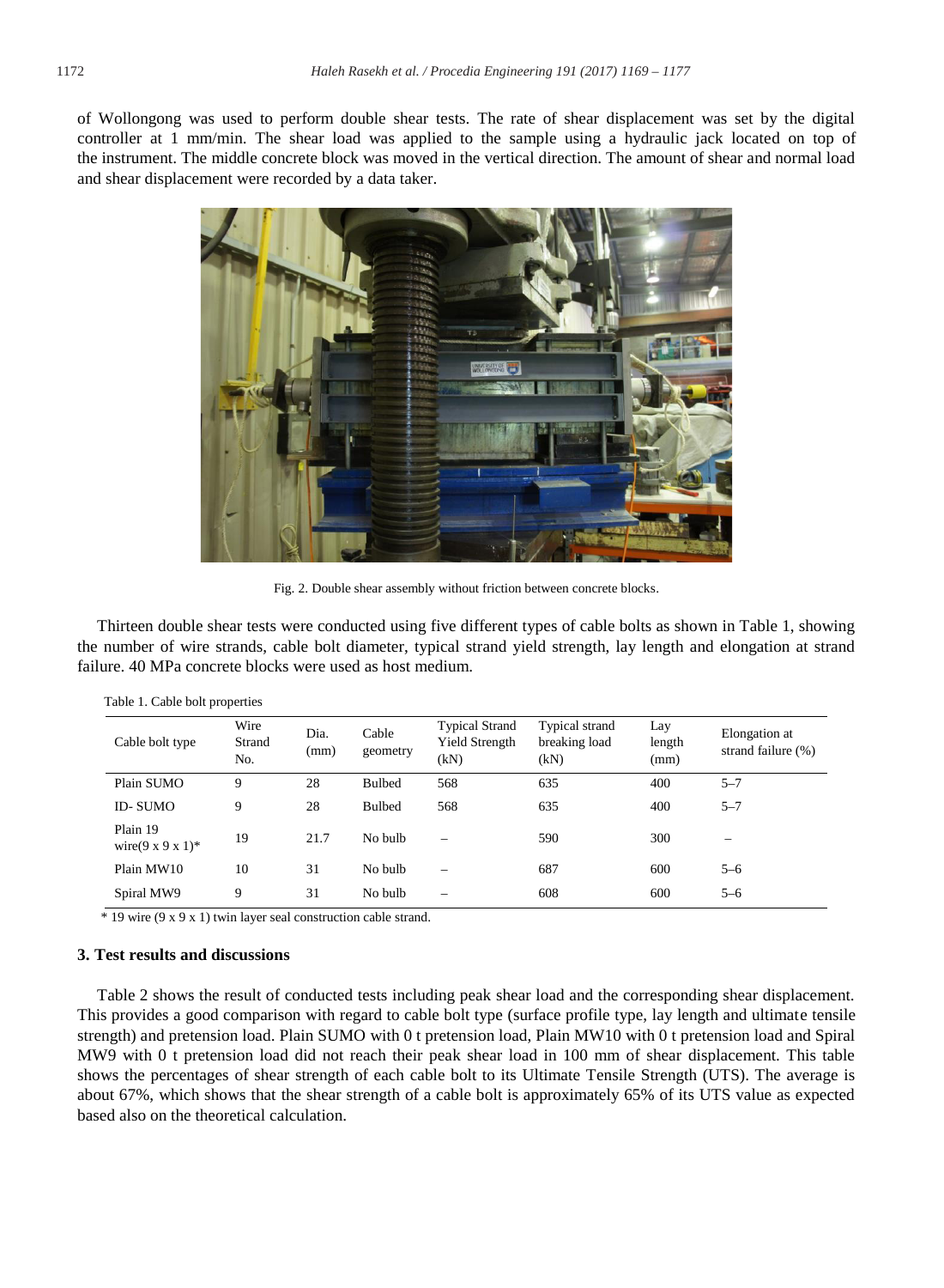of Wollongong was used to perform double shear tests. The rate of shear displacement was set by the digital controller at 1 mm/min. The shear load was applied to the sample using a hydraulic jack located on top of the instrument. The middle concrete block was moved in the vertical direction. The amount of shear and normal load and shear displacement were recorded by a data taker.

Fig. 2. Double shear assembly without friction between concrete blocks.

Thirteen double shear tests were conducted using five different types of cable bolts as shown in Table 1, showing the number of wire strands, cable bolt diameter, typical strand yield strength, lay length and elongation at strand failure. 40 MPa concrete blocks were used as host medium.

Table 1. Cable bolt properties

| Cable bolt type | Wire Strand No. | Dia. (mm) | Cable geometry | Typical Strand Yield Strength (kN) | Typical strand breaking load (kN) | Lay length (mm) | Elongation at strand failure (%) |
|---|---|---|---|---|---|---|---|
| Plain SUMO | 9 | 28 | Bulbed | 568 | 635 | 400 | 5–7 |
| ID- SUMO | 9 | 28 | Bulbed | 568 | 635 | 400 | 5–7 |
| Plain 19 wire(9 x 9 x 1)* | 19 | 21.7 | No bulb | – | 590 | 300 | – |
| Plain MW10 | 10 | 31 | No bulb | – | 687 | 600 | 5–6 |
| Spiral MW9 | 9 | 31 | No bulb | – | 608 | 600 | 5–6 |

* 19 wire (9 x 9 x 1) twin layer seal construction cable strand.

## 3. Test results and discussions

Table 2 shows the result of conducted tests including peak shear load and the corresponding shear displacement. This provides a good comparison with regard to cable bolt type (surface profile type, lay length and ultimate tensile strength) and pretension load. Plain SUMO with 0 t pretension load, Plain MW10 with 0 t pretension load and Spiral MW9 with 0 t pretension load did not reach their peak shear load in 100 mm of shear displacement. This table shows the percentages of shear strength of each cable bolt to its Ultimate Tensile Strength (UTS). The average is about 67%, which shows that the shear strength of a cable bolt is approximately 65% of its UTS value as expected based also on the theoretical calculation.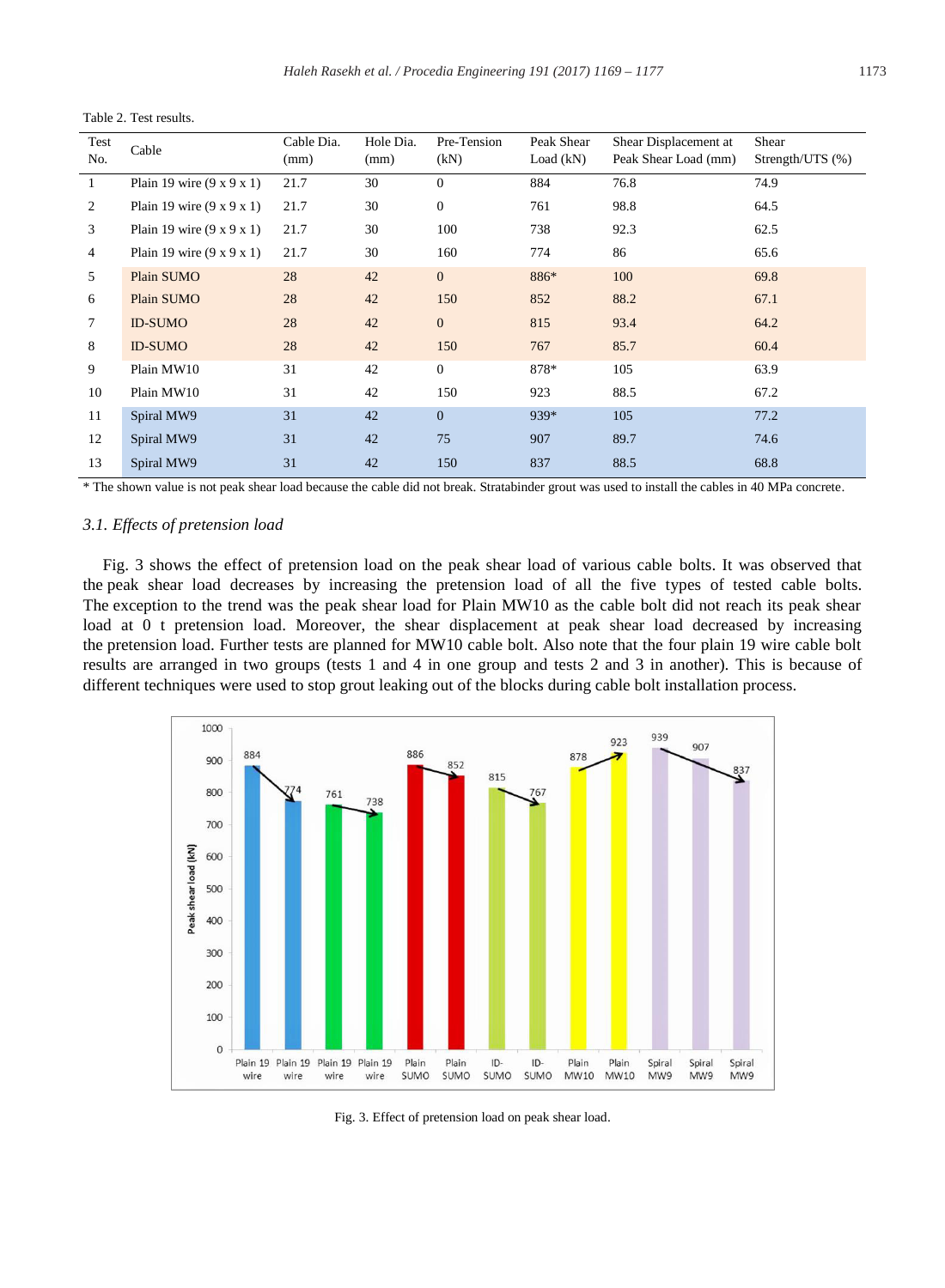Table 2. Test results.

| Test No. | Cable | Cable Dia. (mm) | Hole Dia. (mm) | Pre-Tension (kN) | Peak Shear Load (kN) | Shear Displacement at Peak Shear Load (mm) | Shear Strength/UTS (%) |
|---|---|---|---|---|---|---|---|
| 1 | Plain 19 wire (9 x 9 x 1) | 21.7 | 30 | 0 | 884 | 76.8 | 74.9 |
| 2 | Plain 19 wire (9 x 9 x 1) | 21.7 | 30 | 0 | 761 | 98.8 | 64.5 |
| 3 | Plain 19 wire (9 x 9 x 1) | 21.7 | 30 | 100 | 738 | 92.3 | 62.5 |
| 4 | Plain 19 wire (9 x 9 x 1) | 21.7 | 30 | 160 | 774 | 86 | 65.6 |
| 5 | Plain SUMO | 28 | 42 | 0 | 886* | 100 | 69.8 |
| 6 | Plain SUMO | 28 | 42 | 150 | 852 | 88.2 | 67.1 |
| 7 | ID-SUMO | 28 | 42 | 0 | 815 | 93.4 | 64.2 |
| 8 | ID-SUMO | 28 | 42 | 150 | 767 | 85.7 | 60.4 |
| 9 | Plain MW10 | 31 | 42 | 0 | 878* | 105 | 63.9 |
| 10 | Plain MW10 | 31 | 42 | 150 | 923 | 88.5 | 67.2 |
| 11 | Spiral MW9 | 31 | 42 | 0 | 939* | 105 | 77.2 |
| 12 | Spiral MW9 | 31 | 42 | 75 | 907 | 89.7 | 74.6 |
| 13 | Spiral MW9 | 31 | 42 | 150 | 837 | 88.5 | 68.8 |

* The shown value is not peak shear load because the cable did not break. Stratabinder grout was used to install the cables in 40 MPa concrete.

### *3.1. Effects of pretension load*

Fig. 3 shows the effect of pretension load on the peak shear load of various cable bolts. It was observed that the peak shear load decreases by increasing the pretension load of all the five types of tested cable bolts. The exception to the trend was the peak shear load for Plain MW10 as the cable bolt did not reach its peak shear load at 0 t pretension load. Moreover, the shear displacement at peak shear load decreased by increasing the pretension load. Further tests are planned for MW10 cable bolt. Also note that the four plain 19 wire cable bolt results are arranged in two groups (tests 1 and 4 in one group and tests 2 and 3 in another). This is because of different techniques were used to stop grout leaking out of the blocks during cable bolt installation process.

Fig. 3. Effect of pretension load on peak shear load.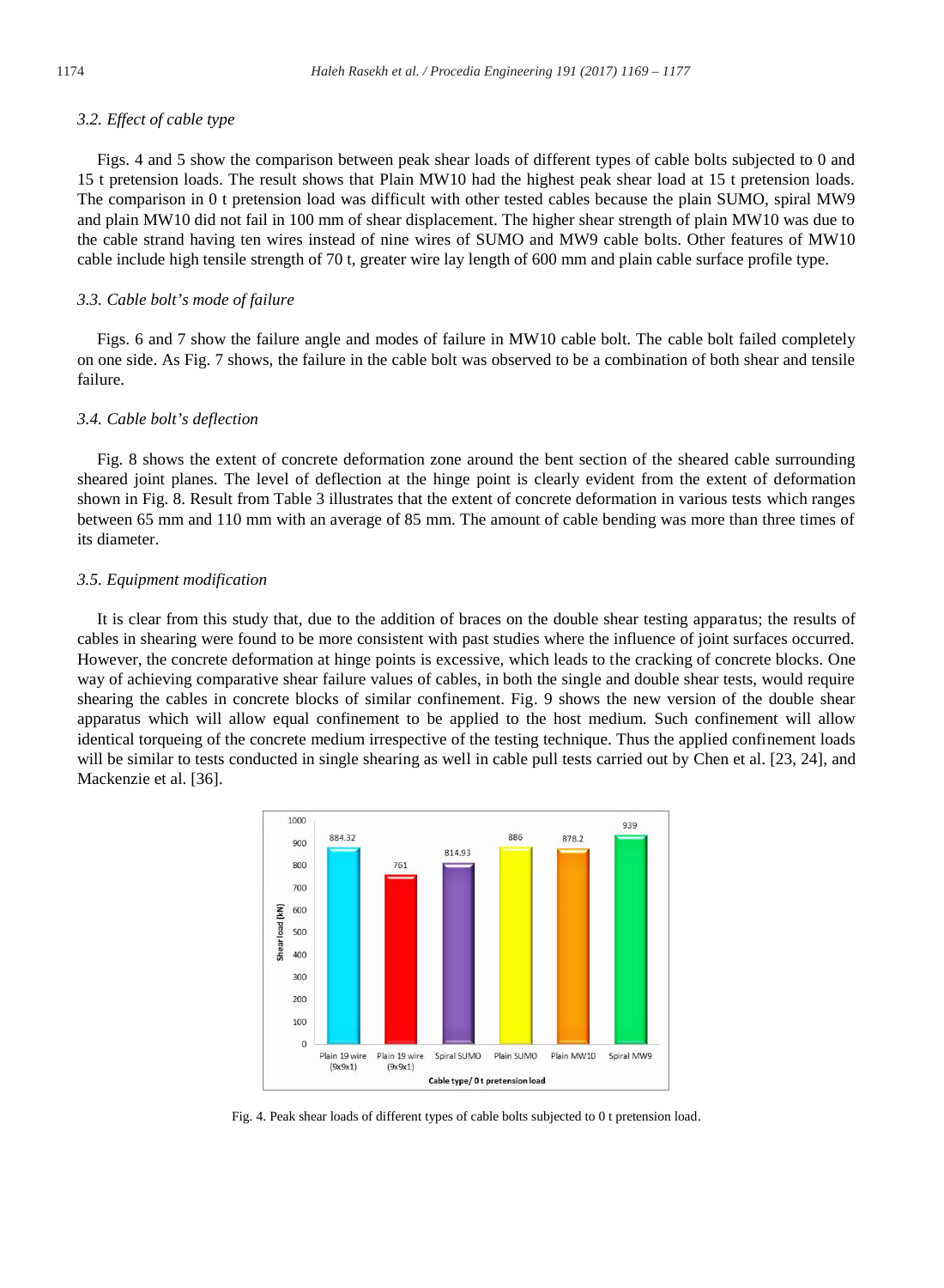### 3.2. Effect of cable type

Figs. 4 and 5 show the comparison between peak shear loads of different types of cable bolts subjected to 0 and 15 t pretension loads. The result shows that Plain MW10 had the highest peak shear load at 15 t pretension loads. The comparison in 0 t pretension load was difficult with other tested cables because the plain SUMO, spiral MW9 and plain MW10 did not fail in 100 mm of shear displacement. The higher shear strength of plain MW10 was due to the cable strand having ten wires instead of nine wires of SUMO and MW9 cable bolts. Other features of MW10 cable include high tensile strength of 70 t, greater wire lay length of 600 mm and plain cable surface profile type.

### 3.3. Cable bolt's mode of failure

Figs. 6 and 7 show the failure angle and modes of failure in MW10 cable bolt. The cable bolt failed completely on one side. As Fig. 7 shows, the failure in the cable bolt was observed to be a combination of both shear and tensile failure.

### 3.4. Cable bolt's deflection

Fig. 8 shows the extent of concrete deformation zone around the bent section of the sheared cable surrounding sheared joint planes. The level of deflection at the hinge point is clearly evident from the extent of deformation shown in Fig. 8. Result from Table 3 illustrates that the extent of concrete deformation in various tests which ranges between 65 mm and 110 mm with an average of 85 mm. The amount of cable bending was more than three times of its diameter.

### 3.5. Equipment modification

It is clear from this study that, due to the addition of braces on the double shear testing apparatus; the results of cables in shearing were found to be more consistent with past studies where the influence of joint surfaces occurred. However, the concrete deformation at hinge points is excessive, which leads to the cracking of concrete blocks. One way of achieving comparative shear failure values of cables, in both the single and double shear tests, would require shearing the cables in concrete blocks of similar confinement. Fig. 9 shows the new version of the double shear apparatus which will allow equal confinement to be applied to the host medium. Such confinement will allow identical torqueing of the concrete medium irrespective of the testing technique. Thus the applied confinement loads will be similar to tests conducted in single shearing as well in cable pull tests carried out by Chen et al. [23, 24], and Mackenzie et al. [36].

| Cable type / 0 t pretension load | Shear load (kN) |
|---|---|
| Plain 19 wire (9x9x1) | 884.32 |
| Plain 19 wire (9x9x1) | 761 |
| Spiral SUMO | 814.93 |
| Plain SUMO | 886 |
| Plain MW10 | 878.2 |
| Spiral MW9 | 939 |

Fig. 4. Peak shear loads of different types of cable bolts subjected to 0 t pretension load.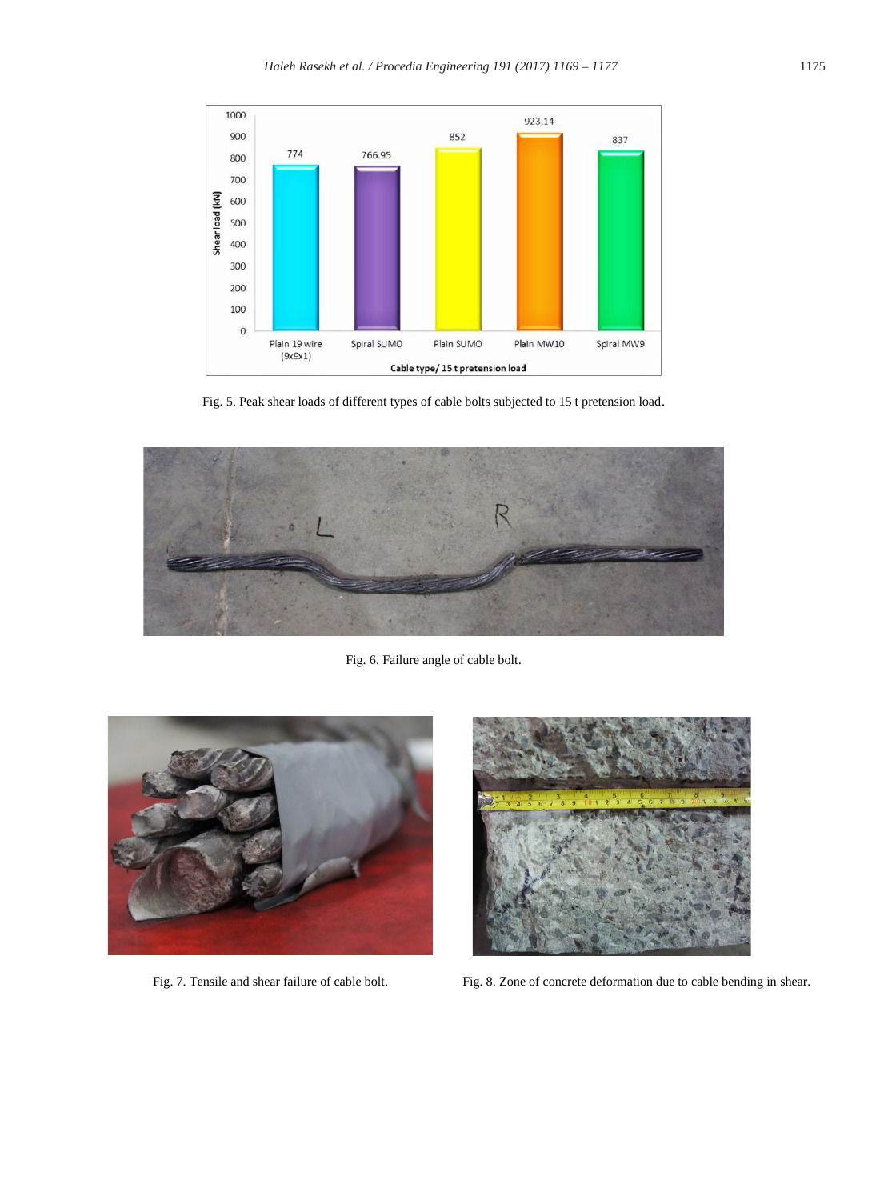Fig. 5. Peak shear loads of different types of cable bolts subjected to 15 t pretension load.

Fig. 6. Failure angle of cable bolt.

Fig. 7. Tensile and shear failure of cable bolt.

Fig. 8. Zone of concrete deformation due to cable bending in shear.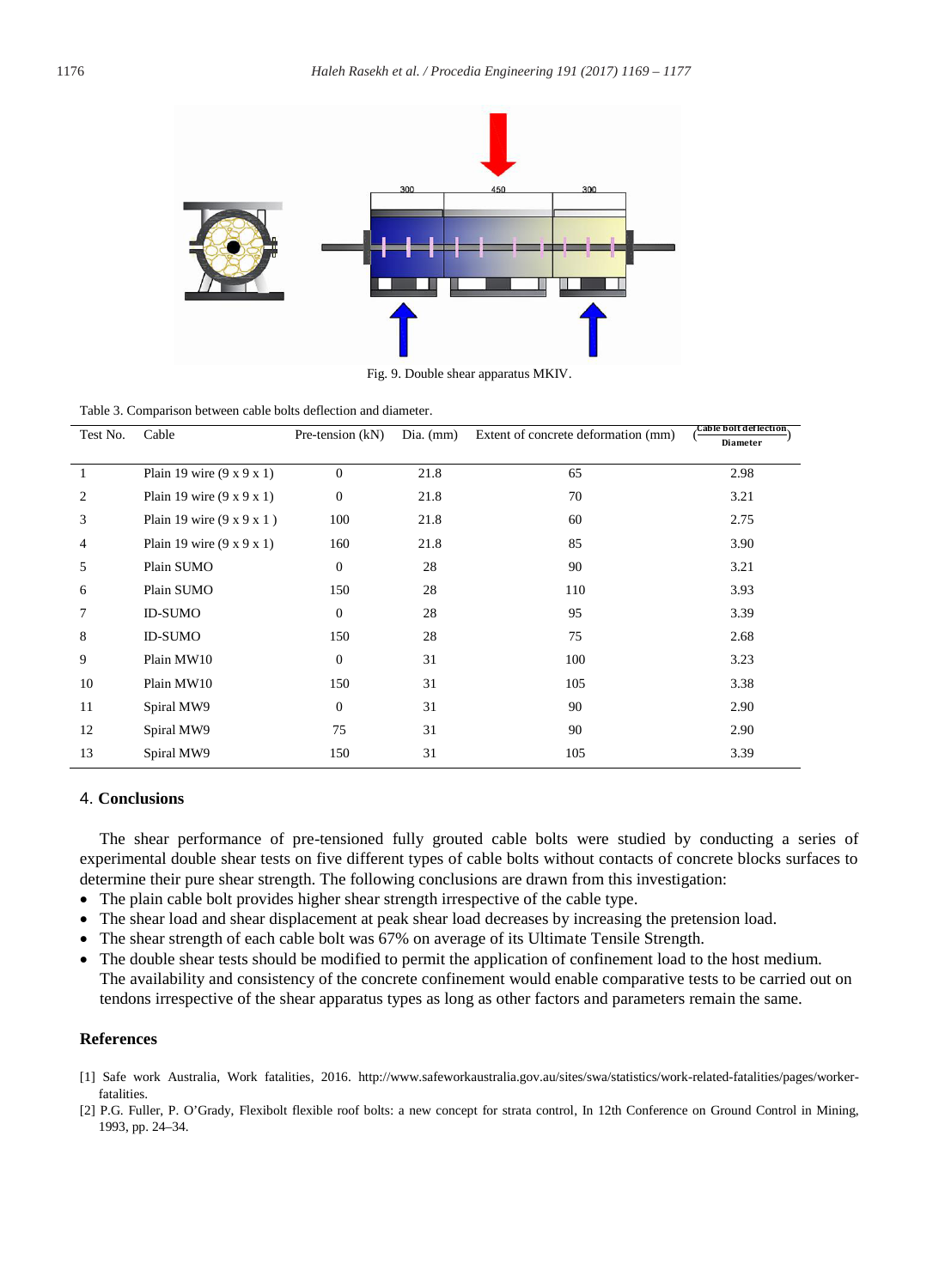Fig. 9. Double shear apparatus MKIV.

Table 3. Comparison between cable bolts deflection and diameter.

| Test No. | Cable | Pre-tension (kN) | Dia. (mm) | Extent of concrete deformation (mm) | ($\frac{\text{Cable bolt deflection}}{\text{Diameter}}$) |
|---|---|---|---|---|---|
| 1 | Plain 19 wire (9 x 9 x 1) | 0 | 21.8 | 65 | 2.98 |
| 2 | Plain 19 wire (9 x 9 x 1) | 0 | 21.8 | 70 | 3.21 |
| 3 | Plain 19 wire (9 x 9 x 1 ) | 100 | 21.8 | 60 | 2.75 |
| 4 | Plain 19 wire (9 x 9 x 1) | 160 | 21.8 | 85 | 3.90 |
| 5 | Plain SUMO | 0 | 28 | 90 | 3.21 |
| 6 | Plain SUMO | 150 | 28 | 110 | 3.93 |
| 7 | ID-SUMO | 0 | 28 | 95 | 3.39 |
| 8 | ID-SUMO | 150 | 28 | 75 | 2.68 |
| 9 | Plain MW10 | 0 | 31 | 100 | 3.23 |
| 10 | Plain MW10 | 150 | 31 | 105 | 3.38 |
| 11 | Spiral MW9 | 0 | 31 | 90 | 2.90 |
| 12 | Spiral MW9 | 75 | 31 | 90 | 2.90 |
| 13 | Spiral MW9 | 150 | 31 | 105 | 3.39 |

## 4. Conclusions

The shear performance of pre-tensioned fully grouted cable bolts were studied by conducting a series of experimental double shear tests on five different types of cable bolts without contacts of concrete blocks surfaces to determine their pure shear strength. The following conclusions are drawn from this investigation:

- The plain cable bolt provides higher shear strength irrespective of the cable type.
- The shear load and shear displacement at peak shear load decreases by increasing the pretension load.
- The shear strength of each cable bolt was 67% on average of its Ultimate Tensile Strength.
- The double shear tests should be modified to permit the application of confinement load to the host medium. The availability and consistency of the concrete confinement would enable comparative tests to be carried out on tendons irrespective of the shear apparatus types as long as other factors and parameters remain the same.

## References

[1] Safe work Australia, Work fatalities, 2016. http://www.safeworkaustralia.gov.au/sites/swa/statistics/work-related-fatalities/pages/worker-fatalities.

[2] P.G. Fuller, P. O'Grady, Flexibolt flexible roof bolts: a new concept for strata control, In 12th Conference on Ground Control in Mining, 1993, pp. 24–34.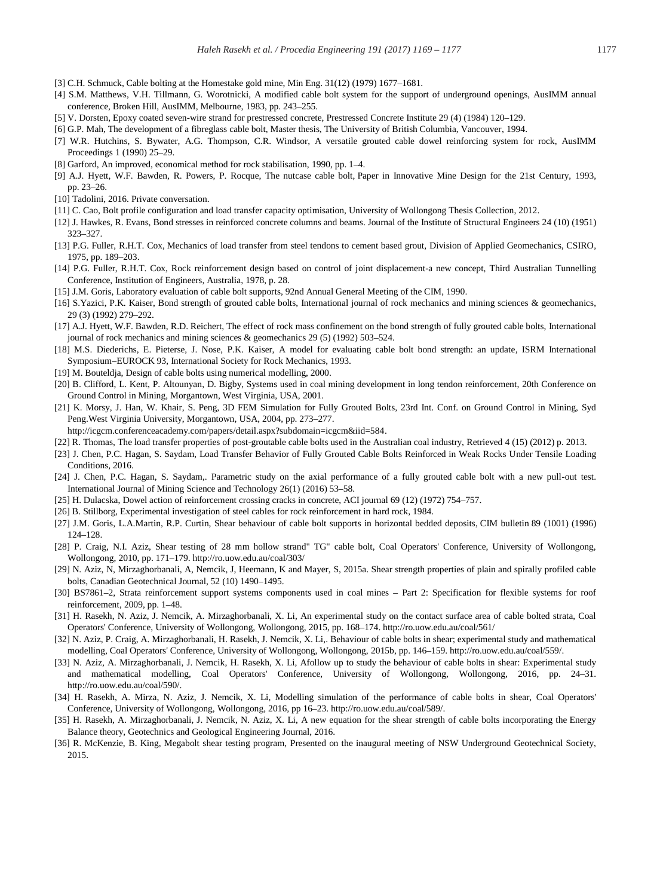[3] C.H. Schmuck, Cable bolting at the Homestake gold mine, Min Eng. 31(12) (1979) 1677–1681.

[4] S.M. Matthews, V.H. Tillmann, G. Worotnicki, A modified cable bolt system for the support of underground openings, AusIMM annual conference, Broken Hill, AusIMM, Melbourne, 1983, pp. 243–255.

[5] V. Dorsten, Epoxy coated seven-wire strand for prestressed concrete, Prestressed Concrete Institute 29 (4) (1984) 120–129.

[6] G.P. Mah, The development of a fibreglass cable bolt, Master thesis, The University of British Columbia, Vancouver, 1994.

[7] W.R. Hutchins, S. Bywater, A.G. Thompson, C.R. Windsor, A versatile grouted cable dowel reinforcing system for rock, AusIMM Proceedings 1 (1990) 25–29.

[8] Garford, An improved, economical method for rock stabilisation, 1990, pp. 1–4.

[9] A.J. Hyett, W.F. Bawden, R. Powers, P. Rocque, The nutcase cable bolt, Paper in Innovative Mine Design for the 21st Century, 1993, pp. 23–26.

[10] Tadolini, 2016. Private conversation.

[11] C. Cao, Bolt profile configuration and load transfer capacity optimisation, University of Wollongong Thesis Collection, 2012.

[12] J. Hawkes, R. Evans, Bond stresses in reinforced concrete columns and beams. Journal of the Institute of Structural Engineers 24 (10) (1951) 323–327.

[13] P.G. Fuller, R.H.T. Cox, Mechanics of load transfer from steel tendons to cement based grout, Division of Applied Geomechanics, CSIRO, 1975, pp. 189–203.

[14] P.G. Fuller, R.H.T. Cox, Rock reinforcement design based on control of joint displacement-a new concept, Third Australian Tunnelling Conference, Institution of Engineers, Australia, 1978, p. 28.

[15] J.M. Goris, Laboratory evaluation of cable bolt supports, 92nd Annual General Meeting of the CIM, 1990.

[16] S.Yazici, P.K. Kaiser, Bond strength of grouted cable bolts, International journal of rock mechanics and mining sciences & geomechanics, 29 (3) (1992) 279–292.

[17] A.J. Hyett, W.F. Bawden, R.D. Reichert, The effect of rock mass confinement on the bond strength of fully grouted cable bolts, International journal of rock mechanics and mining sciences & geomechanics 29 (5) (1992) 503–524.

[18] M.S. Diederichs, E. Pieterse, J. Nose, P.K. Kaiser, A model for evaluating cable bolt bond strength: an update, ISRM International Symposium–EUROCK 93, International Society for Rock Mechanics, 1993.

[19] M. Bouteldja, Design of cable bolts using numerical modelling, 2000.

[20] B. Clifford, L. Kent, P. Altounyan, D. Bigby, Systems used in coal mining development in long tendon reinforcement, 20th Conference on Ground Control in Mining, Morgantown, West Virginia, USA, 2001.

[21] K. Morsy, J. Han, W. Khair, S. Peng, 3D FEM Simulation for Fully Grouted Bolts, 23rd Int. Conf. on Ground Control in Mining, Syd Peng.West Virginia University, Morgantown, USA, 2004, pp. 273–277. http://icgcm.conferenceacademy.com/papers/detail.aspx?subdomain=icgcm&iid=584.

[22] R. Thomas, The load transfer properties of post-groutable cable bolts used in the Australian coal industry, Retrieved 4 (15) (2012) p. 2013.

[23] J. Chen, P.C. Hagan, S. Saydam, Load Transfer Behavior of Fully Grouted Cable Bolts Reinforced in Weak Rocks Under Tensile Loading Conditions, 2016.

[24] J. Chen, P.C. Hagan, S. Saydam,. Parametric study on the axial performance of a fully grouted cable bolt with a new pull-out test. International Journal of Mining Science and Technology 26(1) (2016) 53–58.

[25] H. Dulacska, Dowel action of reinforcement crossing cracks in concrete, ACI journal 69 (12) (1972) 754–757.

[26] B. Stillborg, Experimental investigation of steel cables for rock reinforcement in hard rock, 1984.

[27] J.M. Goris, L.A.Martin, R.P. Curtin, Shear behaviour of cable bolt supports in horizontal bedded deposits, CIM bulletin 89 (1001) (1996) 124–128.

[28] P. Craig, N.I. Aziz, Shear testing of 28 mm hollow strand" TG" cable bolt, Coal Operators' Conference, University of Wollongong, Wollongong, 2010, pp. 171–179. http://ro.uow.edu.au/coal/303/

[29] N. Aziz, N, Mirzaghorbanali, A, Nemcik, J, Heemann, K and Mayer, S, 2015a. Shear strength properties of plain and spirally profiled cable bolts, Canadian Geotechnical Journal, 52 (10) 1490–1495.

[30] BS7861–2, Strata reinforcement support systems components used in coal mines – Part 2: Specification for flexible systems for roof reinforcement, 2009, pp. 1–48.

[31] H. Rasekh, N. Aziz, J. Nemcik, A. Mirzaghorbanali, X. Li, An experimental study on the contact surface area of cable bolted strata, Coal Operators' Conference, University of Wollongong, Wollongong, 2015, pp. 168–174. http://ro.uow.edu.au/coal/561/

[32] N. Aziz, P. Craig, A. Mirzaghorbanali, H. Rasekh, J. Nemcik, X. Li,. Behaviour of cable bolts in shear; experimental study and mathematical modelling, Coal Operators' Conference, University of Wollongong, Wollongong, 2015b, pp. 146–159. http://ro.uow.edu.au/coal/559/.

[33] N. Aziz, A. Mirzaghorbanali, J. Nemcik, H. Rasekh, X. Li, Afollow up to study the behaviour of cable bolts in shear: Experimental study and mathematical modelling, Coal Operators' Conference, University of Wollongong, Wollongong, 2016, pp. 24–31. http://ro.uow.edu.au/coal/590/.

[34] H. Rasekh, A. Mirza, N. Aziz, J. Nemcik, X. Li, Modelling simulation of the performance of cable bolts in shear, Coal Operators' Conference, University of Wollongong, Wollongong, 2016, pp 16–23. http://ro.uow.edu.au/coal/589/.

[35] H. Rasekh, A. Mirzaghorbanali, J. Nemcik, N. Aziz, X. Li, A new equation for the shear strength of cable bolts incorporating the Energy Balance theory, Geotechnics and Geological Engineering Journal, 2016.

[36] R. McKenzie, B. King, Megabolt shear testing program, Presented on the inaugural meeting of NSW Underground Geotechnical Society, 2015.